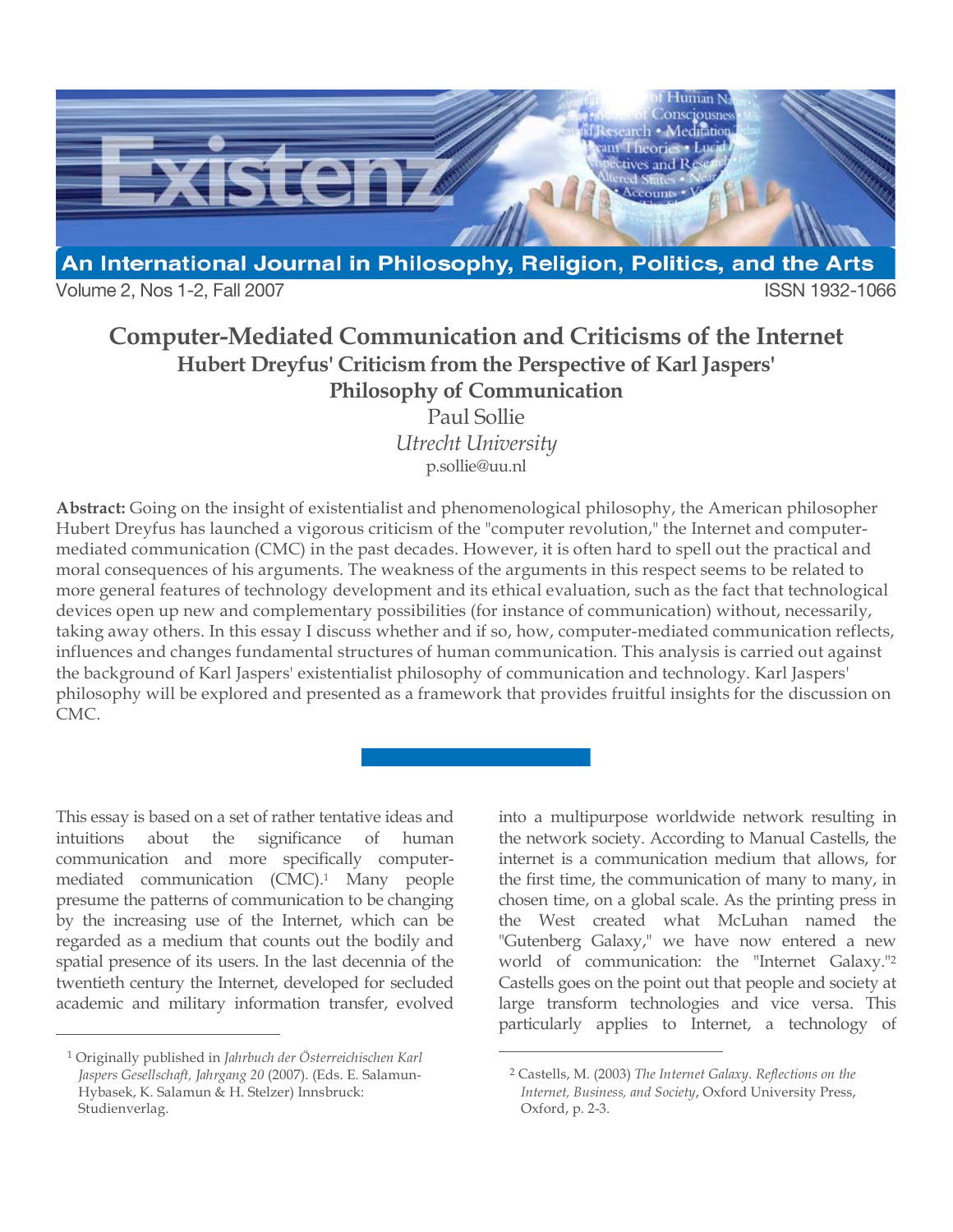# Computer-Mediated Communication and Criticisms of the Internet

## Hubert Dreyfus' Criticism from the Perspective of Karl Jaspers' Philosophy of Communication

Paul Sollie

*Utrecht University*

p.sollie@uu.nl

**Abstract:** Going on the insight of existentialist and phenomenological philosophy, the American philosopher Hubert Dreyfus has launched a vigorous criticism of the "computer revolution," the Internet and computer-mediated communication (CMC) in the past decades. However, it is often hard to spell out the practical and moral consequences of his arguments. The weakness of the arguments in this respect seems to be related to more general features of technology development and its ethical evaluation, such as the fact that technological devices open up new and complementary possibilities (for instance of communication) without, necessarily, taking away others. In this essay I discuss whether and if so, how, computer-mediated communication reflects, influences and changes fundamental structures of human communication. This analysis is carried out against the background of Karl Jaspers' existentialist philosophy of communication and technology. Karl Jaspers' philosophy will be explored and presented as a framework that provides fruitful insights for the discussion on CMC.

This essay is based on a set of rather tentative ideas and intuitions about the significance of human communication and more specifically computer-mediated communication (CMC).[1] Many people presume the patterns of communication to be changing by the increasing use of the Internet, which can be regarded as a medium that counts out the bodily and spatial presence of its users. In the last decennia of the twentieth century the Internet, developed for secluded academic and military information transfer, evolved into a multipurpose worldwide network resulting in the network society. According to Manual Castells, the internet is a communication medium that allows, for the first time, the communication of many to many, in chosen time, on a global scale. As the printing press in the West created what McLuhan named the "Gutenberg Galaxy," we have now entered a new world of communication: the "Internet Galaxy."[2] Castells goes on the point out that people and society at large transform technologies and vice versa. This particularly applies to Internet, a technology of

[1] Originally published in *Jahrbuch der Österreichischen Karl Jaspers Gesellschaft, Jahrgang 20* (2007). (Eds. E. Salamun-Hybasek, K. Salamun & H. Stelzer) Innsbruck: Studienverlag.

[2] Castells, M. (2003) *The Internet Galaxy. Reflections on the Internet, Business, and Society*, Oxford University Press, Oxford, p. 2-3.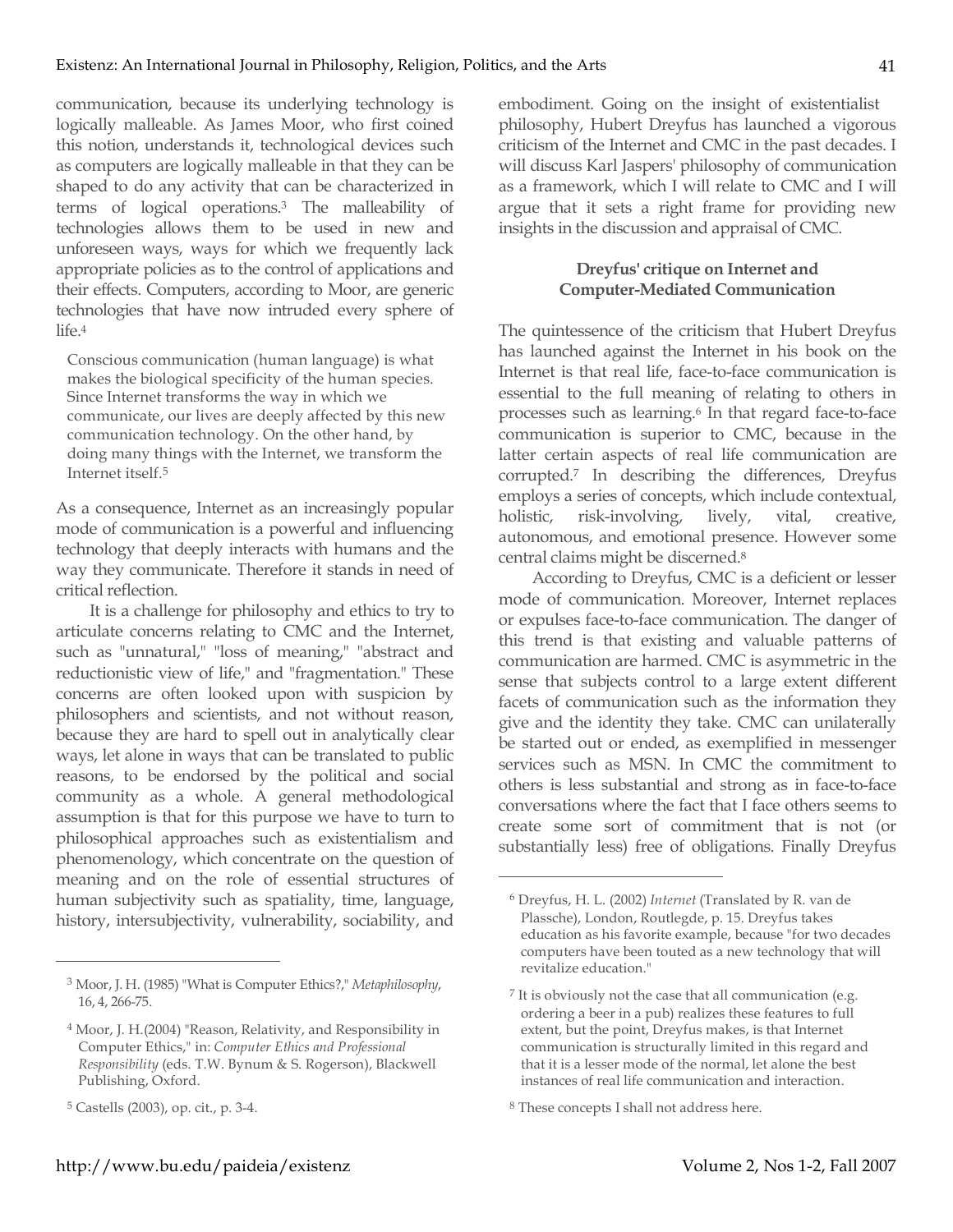communication, because its underlying technology is logically malleable. As James Moor, who first coined this notion, understands it, technological devices such as computers are logically malleable in that they can be shaped to do any activity that can be characterized in terms of logical operations.[3] The malleability of technologies allows them to be used in new and unforeseen ways, ways for which we frequently lack appropriate policies as to the control of applications and their effects. Computers, according to Moor, are generic technologies that have now intruded every sphere of life.[4]

> Conscious communication (human language) is what makes the biological specificity of the human species. Since Internet transforms the way in which we communicate, our lives are deeply affected by this new communication technology. On the other hand, by doing many things with the Internet, we transform the Internet itself.[5]

As a consequence, Internet as an increasingly popular mode of communication is a powerful and influencing technology that deeply interacts with humans and the way they communicate. Therefore it stands in need of critical reflection.

It is a challenge for philosophy and ethics to try to articulate concerns relating to CMC and the Internet, such as "unnatural," "loss of meaning," "abstract and reductionistic view of life," and "fragmentation." These concerns are often looked upon with suspicion by philosophers and scientists, and not without reason, because they are hard to spell out in analytically clear ways, let alone in ways that can be translated to public reasons, to be endorsed by the political and social community as a whole. A general methodological assumption is that for this purpose we have to turn to philosophical approaches such as existentialism and phenomenology, which concentrate on the question of meaning and on the role of essential structures of human subjectivity such as spatiality, time, language, history, intersubjectivity, vulnerability, sociability, and embodiment. Going on the insight of existentialist philosophy, Hubert Dreyfus has launched a vigorous criticism of the Internet and CMC in the past decades. I will discuss Karl Jaspers' philosophy of communication as a framework, which I will relate to CMC and I will argue that it sets a right frame for providing new insights in the discussion and appraisal of CMC.

### Dreyfus' critique on Internet and Computer-Mediated Communication

The quintessence of the criticism that Hubert Dreyfus has launched against the Internet in his book on the Internet is that real life, face-to-face communication is essential to the full meaning of relating to others in processes such as learning.[6] In that regard face-to-face communication is superior to CMC, because in the latter certain aspects of real life communication are corrupted.[7] In describing the differences, Dreyfus employs a series of concepts, which include contextual, holistic, risk-involving, lively, vital, creative, autonomous, and emotional presence. However some central claims might be discerned.[8]

According to Dreyfus, CMC is a deficient or lesser mode of communication. Moreover, Internet replaces or expulses face-to-face communication. The danger of this trend is that existing and valuable patterns of communication are harmed. CMC is asymmetric in the sense that subjects control to a large extent different facets of communication such as the information they give and the identity they take. CMC can unilaterally be started out or ended, as exemplified in messenger services such as MSN. In CMC the commitment to others is less substantial and strong as in face-to-face conversations where the fact that I face others seems to create some sort of commitment that is not (or substantially less) free of obligations. Finally Dreyfus

---

[3] Moor, J. H. (1985) "What is Computer Ethics?," *Metaphilosophy*, 16, 4, 266-75.

[4] Moor, J. H.(2004) "Reason, Relativity, and Responsibility in Computer Ethics," in: *Computer Ethics and Professional Responsibility* (eds. T.W. Bynum & S. Rogerson), Blackwell Publishing, Oxford.

[5] Castells (2003), op. cit., p. 3-4.

[6] Dreyfus, H. L. (2002) *Internet* (Translated by R. van de Plassche), London, Routlegde, p. 15. Dreyfus takes education as his favorite example, because "for two decades computers have been touted as a new technology that will revitalize education."

[7] It is obviously not the case that all communication (e.g. ordering a beer in a pub) realizes these features to full extent, but the point, Dreyfus makes, is that Internet communication is structurally limited in this regard and that it is a lesser mode of the normal, let alone the best instances of real life communication and interaction.

[8] These concepts I shall not address here.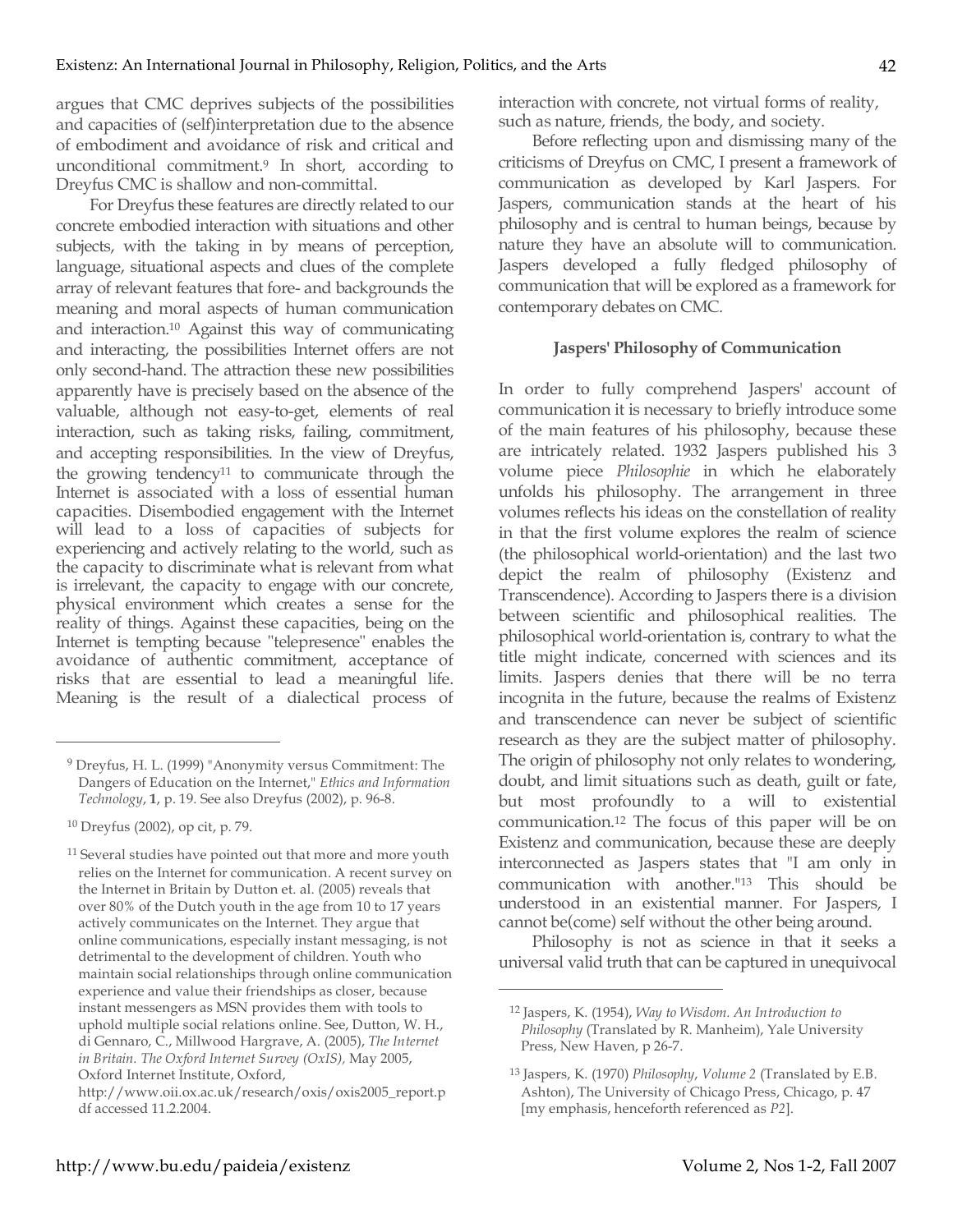argues that CMC deprives subjects of the possibilities and capacities of (self)interpretation due to the absence of embodiment and avoidance of risk and critical and unconditional commitment.[9] In short, according to Dreyfus CMC is shallow and non-committal.

For Dreyfus these features are directly related to our concrete embodied interaction with situations and other subjects, with the taking in by means of perception, language, situational aspects and clues of the complete array of relevant features that fore- and backgrounds the meaning and moral aspects of human communication and interaction.[10] Against this way of communicating and interacting, the possibilities Internet offers are not only second-hand. The attraction these new possibilities apparently have is precisely based on the absence of the valuable, although not easy-to-get, elements of real interaction, such as taking risks, failing, commitment, and accepting responsibilities. In the view of Dreyfus, the growing tendency[11] to communicate through the Internet is associated with a loss of essential human capacities. Disembodied engagement with the Internet will lead to a loss of capacities of subjects for experiencing and actively relating to the world, such as the capacity to discriminate what is relevant from what is irrelevant, the capacity to engage with our concrete, physical environment which creates a sense for the reality of things. Against these capacities, being on the Internet is tempting because "telepresence" enables the avoidance of authentic commitment, acceptance of risks that are essential to lead a meaningful life. Meaning is the result of a dialectical process of interaction with concrete, not virtual forms of reality, such as nature, friends, the body, and society.

Before reflecting upon and dismissing many of the criticisms of Dreyfus on CMC, I present a framework of communication as developed by Karl Jaspers. For Jaspers, communication stands at the heart of his philosophy and is central to human beings, because by nature they have an absolute will to communication. Jaspers developed a fully fledged philosophy of communication that will be explored as a framework for contemporary debates on CMC.

## Jaspers' Philosophy of Communication

In order to fully comprehend Jaspers' account of communication it is necessary to briefly introduce some of the main features of his philosophy, because these are intricately related. 1932 Jaspers published his 3 volume piece *Philosophie* in which he elaborately unfolds his philosophy. The arrangement in three volumes reflects his ideas on the constellation of reality in that the first volume explores the realm of science (the philosophical world-orientation) and the last two depict the realm of philosophy (Existenz and Transcendence). According to Jaspers there is a division between scientific and philosophical realities. The philosophical world-orientation is, contrary to what the title might indicate, concerned with sciences and its limits. Jaspers denies that there will be no terra incognita in the future, because the realms of Existenz and transcendence can never be subject of scientific research as they are the subject matter of philosophy. The origin of philosophy not only relates to wondering, doubt, and limit situations such as death, guilt or fate, but most profoundly to a will to existential communication.[12] The focus of this paper will be on Existenz and communication, because these are deeply interconnected as Jaspers states that "I am only in communication with another."[13] This should be understood in an existential manner. For Jaspers, I cannot be(come) self without the other being around.

Philosophy is not as science in that it seeks a universal valid truth that can be captured in unequivocal

---

[9] Dreyfus, H. L. (1999) "Anonymity versus Commitment: The Dangers of Education on the Internet," *Ethics and Information Technology*, **1**, p. 19. See also Dreyfus (2002), p. 96-8.

[10] Dreyfus (2002), op cit, p. 79.

[11] Several studies have pointed out that more and more youth relies on the Internet for communication. A recent survey on the Internet in Britain by Dutton et. al. (2005) reveals that over 80% of the Dutch youth in the age from 10 to 17 years actively communicates on the Internet. They argue that online communications, especially instant messaging, is not detrimental to the development of children. Youth who maintain social relationships through online communication experience and value their friendships as closer, because instant messengers as MSN provides them with tools to uphold multiple social relations online. See, Dutton, W. H., di Gennaro, C., Millwood Hargrave, A. (2005), *The Internet in Britain. The Oxford Internet Survey (OxIS),* May 2005, Oxford Internet Institute, Oxford, http://www.oii.ox.ac.uk/research/oxis/oxis2005_report.pdf accessed 11.2.2004.

[12] Jaspers, K. (1954), *Way to Wisdom. An Introduction to Philosophy* (Translated by R. Manheim), Yale University Press, New Haven, p 26-7.

[13] Jaspers, K. (1970) *Philosophy*, *Volume 2* (Translated by E.B. Ashton), The University of Chicago Press, Chicago, p. 47 [my emphasis, henceforth referenced as *P2*].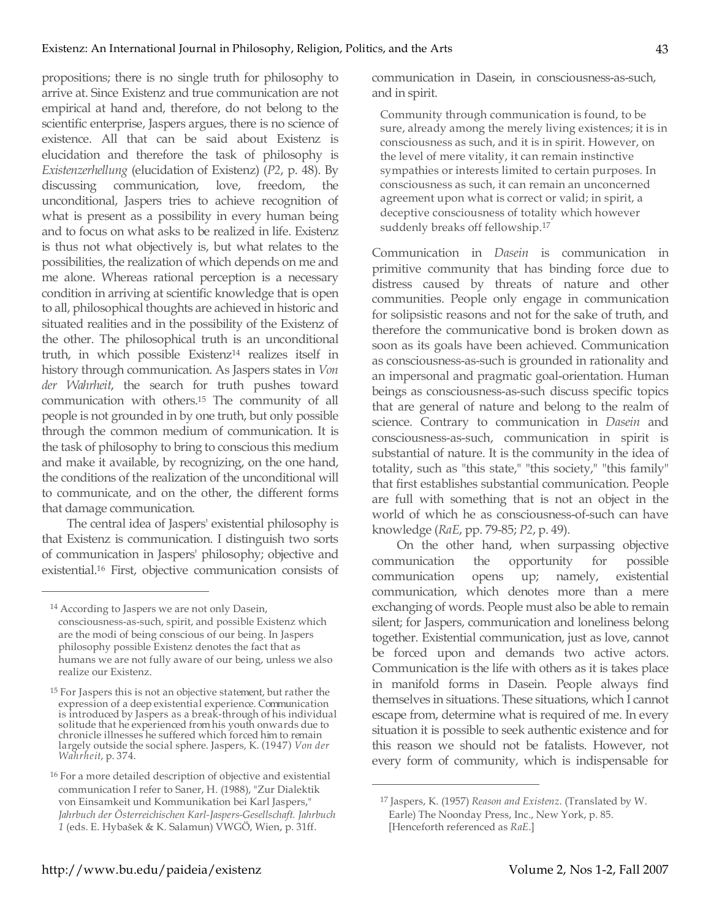propositions; there is no single truth for philosophy to arrive at. Since Existenz and true communication are not empirical at hand and, therefore, do not belong to the scientific enterprise, Jaspers argues, there is no science of existence. All that can be said about Existenz is elucidation and therefore the task of philosophy is *Existenzerhellung* (elucidation of Existenz) (*P2*, p. 48). By discussing communication, love, freedom, the unconditional, Jaspers tries to achieve recognition of what is present as a possibility in every human being and to focus on what asks to be realized in life. Existenz is thus not what objectively is, but what relates to the possibilities, the realization of which depends on me and me alone. Whereas rational perception is a necessary condition in arriving at scientific knowledge that is open to all, philosophical thoughts are achieved in historic and situated realities and in the possibility of the Existenz of the other. The philosophical truth is an unconditional truth, in which possible Existenz[14] realizes itself in history through communication. As Jaspers states in *Von der Wahrheit*, the search for truth pushes toward communication with others.[15] The community of all people is not grounded in by one truth, but only possible through the common medium of communication. It is the task of philosophy to bring to conscious this medium and make it available, by recognizing, on the one hand, the conditions of the realization of the unconditional will to communicate, and on the other, the different forms that damage communication.

The central idea of Jaspers' existential philosophy is that Existenz is communication. I distinguish two sorts of communication in Jaspers' philosophy; objective and existential.[16] First, objective communication consists of communication in Dasein, in consciousness-as-such, and in spirit.

> Community through communication is found, to be sure, already among the merely living existences; it is in consciousness as such, and it is in spirit. However, on the level of mere vitality, it can remain instinctive sympathies or interests limited to certain purposes. In consciousness as such, it can remain an unconcerned agreement upon what is correct or valid; in spirit, a deceptive consciousness of totality which however suddenly breaks off fellowship.[17]

Communication in *Dasein* is communication in primitive community that has binding force due to distress caused by threats of nature and other communities. People only engage in communication for solipsistic reasons and not for the sake of truth, and therefore the communicative bond is broken down as soon as its goals have been achieved. Communication as consciousness-as-such is grounded in rationality and an impersonal and pragmatic goal-orientation. Human beings as consciousness-as-such discuss specific topics that are general of nature and belong to the realm of science. Contrary to communication in *Dasein* and consciousness-as-such, communication in spirit is substantial of nature. It is the community in the idea of totality, such as "this state," "this society," "this family" that first establishes substantial communication. People are full with something that is not an object in the world of which he as consciousness-of-such can have knowledge (*RaE*, pp. 79-85; *P2*, p. 49).

On the other hand, when surpassing objective communication the opportunity for possible communication opens up; namely, existential communication, which denotes more than a mere exchanging of words. People must also be able to remain silent; for Jaspers, communication and loneliness belong together. Existential communication, just as love, cannot be forced upon and demands two active actors. Communication is the life with others as it is takes place in manifold forms in Dasein. People always find themselves in situations. These situations, which I cannot escape from, determine what is required of me. In every situation it is possible to seek authentic existence and for this reason we should not be fatalists. However, not every form of community, which is indispensable for

---

[14] According to Jaspers we are not only Dasein, consciousness-as-such, spirit, and possible Existenz which are the modi of being conscious of our being. In Jaspers philosophy possible Existenz denotes the fact that as humans we are not fully aware of our being, unless we also realize our Existenz.

[15] For Jaspers this is not an objective statement, but rather the expression of a deep existential experience. Communication is introduced by Jaspers as a break-through of his individual solitude that he experienced from his youth onwards due to chronicle illnesses he suffered which forced him to remain largely outside the social sphere. Jaspers, K. (1947) *Von der Wahrheit*, p. 374.

[16] For a more detailed description of objective and existential communication I refer to Saner, H. (1988), "Zur Dialektik von Einsamkeit und Kommunikation bei Karl Jaspers," *Jahrbuch der Österreichischen Karl-Jaspers-Gesellschaft. Jahrbuch 1* (eds. E. Hybašek & K. Salamun) VWGÖ, Wien, p. 31ff.

[17] Jaspers, K. (1957) *Reason and Existenz*. (Translated by W. Earle) The Noonday Press, Inc., New York, p. 85. [Henceforth referenced as *RaE*.]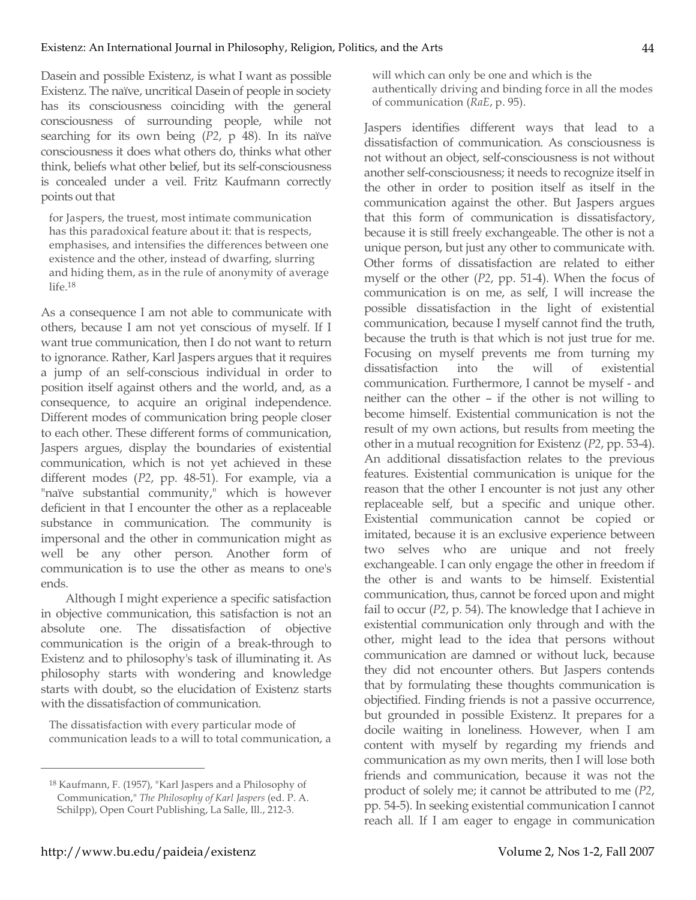Dasein and possible Existenz, is what I want as possible Existenz. The naïve, uncritical Dasein of people in society has its consciousness coinciding with the general consciousness of surrounding people, while not searching for its own being (*P2*, p 48). In its naïve consciousness it does what others do, thinks what other think, beliefs what other belief, but its self-consciousness is concealed under a veil. Fritz Kaufmann correctly points out that

> for Jaspers, the truest, most intimate communication has this paradoxical feature about it: that is respects, emphasises, and intensifies the differences between one existence and the other, instead of dwarfing, slurring and hiding them, as in the rule of anonymity of average life.[18]

As a consequence I am not able to communicate with others, because I am not yet conscious of myself. If I want true communication, then I do not want to return to ignorance. Rather, Karl Jaspers argues that it requires a jump of an self-conscious individual in order to position itself against others and the world, and, as a consequence, to acquire an original independence. Different modes of communication bring people closer to each other. These different forms of communication, Jaspers argues, display the boundaries of existential communication, which is not yet achieved in these different modes (*P2*, pp. 48-51). For example, via a "naïve substantial community," which is however deficient in that I encounter the other as a replaceable substance in communication. The community is impersonal and the other in communication might as well be any other person. Another form of communication is to use the other as means to one's ends.

Although I might experience a specific satisfaction in objective communication, this satisfaction is not an absolute one. The dissatisfaction of objective communication is the origin of a break-through to Existenz and to philosophy's task of illuminating it. As philosophy starts with wondering and knowledge starts with doubt, so the elucidation of Existenz starts with the dissatisfaction of communication.

> The dissatisfaction with every particular mode of communication leads to a will to total communication, a will which can only be one and which is the authentically driving and binding force in all the modes of communication (*RaE*, p. 95).

Jaspers identifies different ways that lead to a dissatisfaction of communication. As consciousness is not without an object, self-consciousness is not without another self-consciousness; it needs to recognize itself in the other in order to position itself as itself in the communication against the other. But Jaspers argues that this form of communication is dissatisfactory, because it is still freely exchangeable. The other is not a unique person, but just any other to communicate with. Other forms of dissatisfaction are related to either myself or the other (*P2*, pp. 51-4). When the focus of communication is on me, as self, I will increase the possible dissatisfaction in the light of existential communication, because I myself cannot find the truth, because the truth is that which is not just true for me. Focusing on myself prevents me from turning my dissatisfaction into the will of existential communication. Furthermore, I cannot be myself - and neither can the other – if the other is not willing to become himself. Existential communication is not the result of my own actions, but results from meeting the other in a mutual recognition for Existenz (*P2*, pp. 53-4). An additional dissatisfaction relates to the previous features. Existential communication is unique for the reason that the other I encounter is not just any other replaceable self, but a specific and unique other. Existential communication cannot be copied or imitated, because it is an exclusive experience between two selves who are unique and not freely exchangeable. I can only engage the other in freedom if the other is and wants to be himself. Existential communication, thus, cannot be forced upon and might fail to occur (*P2*, p. 54). The knowledge that I achieve in existential communication only through and with the other, might lead to the idea that persons without communication are damned or without luck, because they did not encounter others. But Jaspers contends that by formulating these thoughts communication is objectified. Finding friends is not a passive occurrence, but grounded in possible Existenz. It prepares for a docile waiting in loneliness. However, when I am content with myself by regarding my friends and communication as my own merits, then I will lose both friends and communication, because it was not the product of solely me; it cannot be attributed to me (*P2*, pp. 54-5). In seeking existential communication I cannot reach all. If I am eager to engage in communication

---

[18] Kaufmann, F. (1957), "Karl Jaspers and a Philosophy of Communication," *The Philosophy of Karl Jaspers* (ed. P. A. Schilpp), Open Court Publishing, La Salle, Ill., 212-3.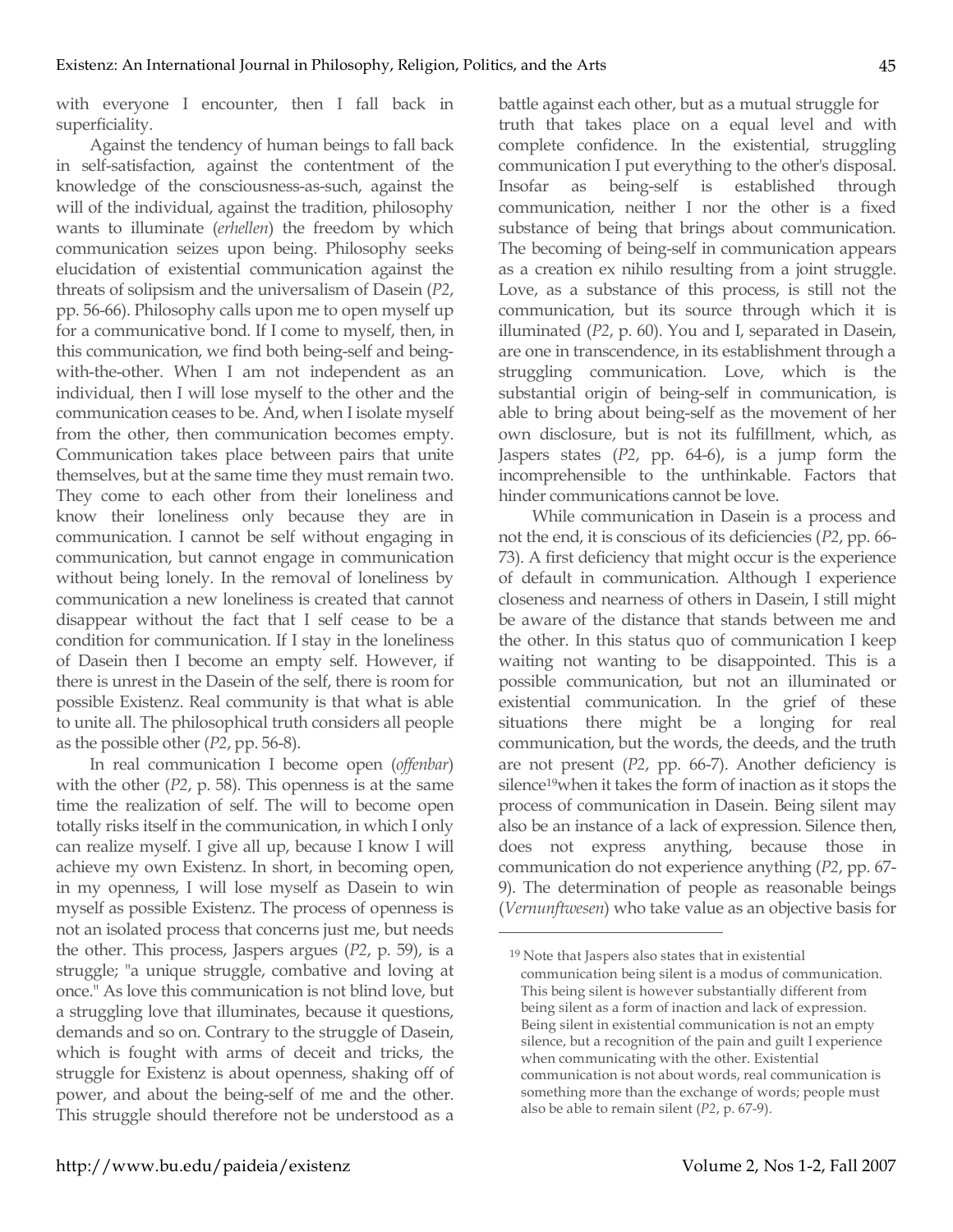with everyone I encounter, then I fall back in superficiality.

Against the tendency of human beings to fall back in self-satisfaction, against the contentment of the knowledge of the consciousness-as-such, against the will of the individual, against the tradition, philosophy wants to illuminate (*erhellen*) the freedom by which communication seizes upon being. Philosophy seeks elucidation of existential communication against the threats of solipsism and the universalism of Dasein (*P2*, pp. 56-66). Philosophy calls upon me to open myself up for a communicative bond. If I come to myself, then, in this communication, we find both being-self and being-with-the-other. When I am not independent as an individual, then I will lose myself to the other and the communication ceases to be. And, when I isolate myself from the other, then communication becomes empty. Communication takes place between pairs that unite themselves, but at the same time they must remain two. They come to each other from their loneliness and know their loneliness only because they are in communication. I cannot be self without engaging in communication, but cannot engage in communication without being lonely. In the removal of loneliness by communication a new loneliness is created that cannot disappear without the fact that I self cease to be a condition for communication. If I stay in the loneliness of Dasein then I become an empty self. However, if there is unrest in the Dasein of the self, there is room for possible Existenz. Real community is that what is able to unite all. The philosophical truth considers all people as the possible other (*P2*, pp. 56-8).

In real communication I become open (*offenbar*) with the other (*P2*, p. 58). This openness is at the same time the realization of self. The will to become open totally risks itself in the communication, in which I only can realize myself. I give all up, because I know I will achieve my own Existenz. In short, in becoming open, in my openness, I will lose myself as Dasein to win myself as possible Existenz. The process of openness is not an isolated process that concerns just me, but needs the other. This process, Jaspers argues (*P2*, p. 59), is a struggle; "a unique struggle, combative and loving at once." As love this communication is not blind love, but a struggling love that illuminates, because it questions, demands and so on. Contrary to the struggle of Dasein, which is fought with arms of deceit and tricks, the struggle for Existenz is about openness, shaking off of power, and about the being-self of me and the other. This struggle should therefore not be understood as a battle against each other, but as a mutual struggle for truth that takes place on a equal level and with complete confidence. In the existential, struggling communication I put everything to the other's disposal. Insofar as being-self is established through communication, neither I nor the other is a fixed substance of being that brings about communication. The becoming of being-self in communication appears as a creation ex nihilo resulting from a joint struggle. Love, as a substance of this process, is still not the communication, but its source through which it is illuminated (*P2*, p. 60). You and I, separated in Dasein, are one in transcendence, in its establishment through a struggling communication. Love, which is the substantial origin of being-self in communication, is able to bring about being-self as the movement of her own disclosure, but is not its fulfillment, which, as Jaspers states (*P2*, pp. 64-6), is a jump form the incomprehensible to the unthinkable. Factors that hinder communications cannot be love.

While communication in Dasein is a process and not the end, it is conscious of its deficiencies (*P2*, pp. 66-73). A first deficiency that might occur is the experience of default in communication. Although I experience closeness and nearness of others in Dasein, I still might be aware of the distance that stands between me and the other. In this status quo of communication I keep waiting not wanting to be disappointed. This is a possible communication, but not an illuminated or existential communication. In the grief of these situations there might be a longing for real communication, but the words, the deeds, and the truth are not present (*P2*, pp. 66-7). Another deficiency is silence[19] when it takes the form of inaction as it stops the process of communication in Dasein. Being silent may also be an instance of a lack of expression. Silence then, does not express anything, because those in communication do not experience anything (*P2*, pp. 67-9). The determination of people as reasonable beings (*Vernunftwesen*) who take value as an objective basis for

---

[19] Note that Jaspers also states that in existential communication being silent is a modus of communication. This being silent is however substantially different from being silent as a form of inaction and lack of expression. Being silent in existential communication is not an empty silence, but a recognition of the pain and guilt I experience when communicating with the other. Existential communication is not about words, real communication is something more than the exchange of words; people must also be able to remain silent (*P2*, p. 67-9).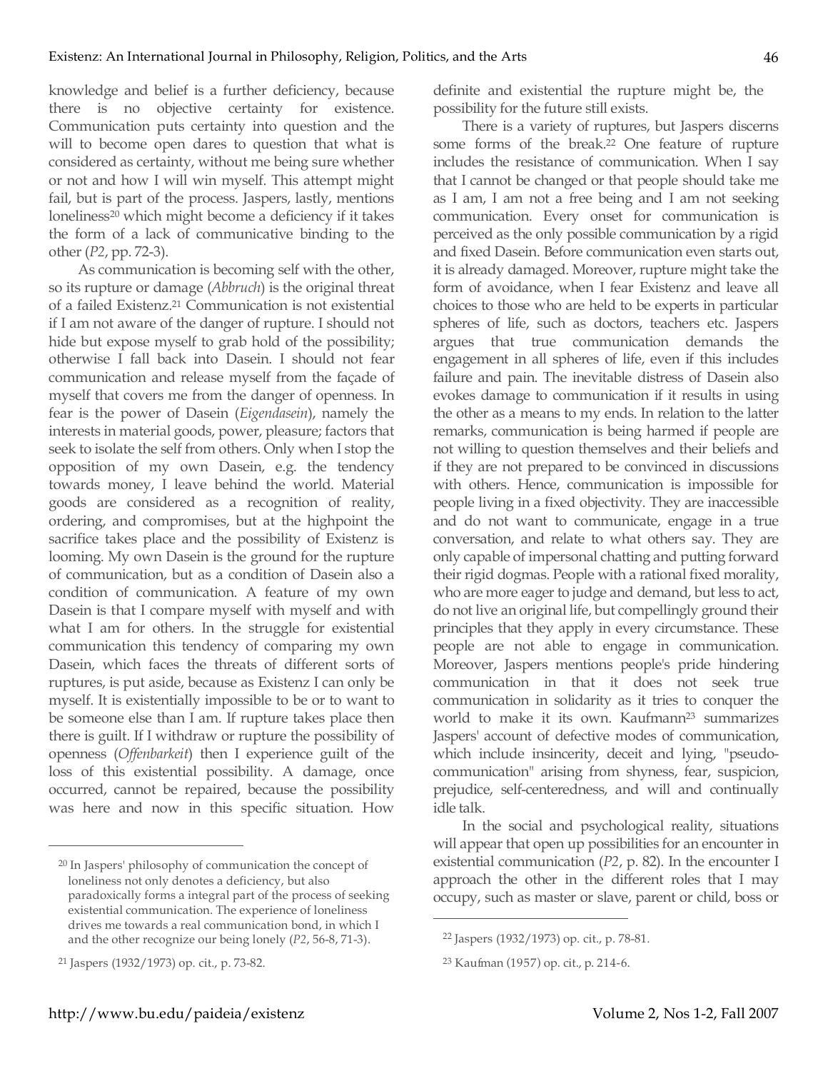knowledge and belief is a further deficiency, because there is no objective certainty for existence. Communication puts certainty into question and the will to become open dares to question that what is considered as certainty, without me being sure whether or not and how I will win myself. This attempt might fail, but is part of the process. Jaspers, lastly, mentions loneliness[20] which might become a deficiency if it takes the form of a lack of communicative binding to the other (*P2*, pp. 72-3).

As communication is becoming self with the other, so its rupture or damage (*Abbruch*) is the original threat of a failed Existenz.[21] Communication is not existential if I am not aware of the danger of rupture. I should not hide but expose myself to grab hold of the possibility; otherwise I fall back into Dasein. I should not fear communication and release myself from the façade of myself that covers me from the danger of openness. In fear is the power of Dasein (*Eigendasein*), namely the interests in material goods, power, pleasure; factors that seek to isolate the self from others. Only when I stop the opposition of my own Dasein, e.g. the tendency towards money, I leave behind the world. Material goods are considered as a recognition of reality, ordering, and compromises, but at the highpoint the sacrifice takes place and the possibility of Existenz is looming. My own Dasein is the ground for the rupture of communication, but as a condition of Dasein also a condition of communication. A feature of my own Dasein is that I compare myself with myself and with what I am for others. In the struggle for existential communication this tendency of comparing my own Dasein, which faces the threats of different sorts of ruptures, is put aside, because as Existenz I can only be myself. It is existentially impossible to be or to want to be someone else than I am. If rupture takes place then there is guilt. If I withdraw or rupture the possibility of openness (*Offenbarkeit*) then I experience guilt of the loss of this existential possibility. A damage, once occurred, cannot be repaired, because the possibility was here and now in this specific situation. How definite and existential the rupture might be, the possibility for the future still exists.

There is a variety of ruptures, but Jaspers discerns some forms of the break.[22] One feature of rupture includes the resistance of communication. When I say that I cannot be changed or that people should take me as I am, I am not a free being and I am not seeking communication. Every onset for communication is perceived as the only possible communication by a rigid and fixed Dasein. Before communication even starts out, it is already damaged. Moreover, rupture might take the form of avoidance, when I fear Existenz and leave all choices to those who are held to be experts in particular spheres of life, such as doctors, teachers etc. Jaspers argues that true communication demands the engagement in all spheres of life, even if this includes failure and pain. The inevitable distress of Dasein also evokes damage to communication if it results in using the other as a means to my ends. In relation to the latter remarks, communication is being harmed if people are not willing to question themselves and their beliefs and if they are not prepared to be convinced in discussions with others. Hence, communication is impossible for people living in a fixed objectivity. They are inaccessible and do not want to communicate, engage in a true conversation, and relate to what others say. They are only capable of impersonal chatting and putting forward their rigid dogmas. People with a rational fixed morality, who are more eager to judge and demand, but less to act, do not live an original life, but compellingly ground their principles that they apply in every circumstance. These people are not able to engage in communication. Moreover, Jaspers mentions people's pride hindering communication in that it does not seek true communication in solidarity as it tries to conquer the world to make it its own. Kaufmann[23] summarizes Jaspers' account of defective modes of communication, which include insincerity, deceit and lying, "pseudo-communication" arising from shyness, fear, suspicion, prejudice, self-centeredness, and will and continually idle talk.

In the social and psychological reality, situations will appear that open up possibilities for an encounter in existential communication (*P2*, p. 82). In the encounter I approach the other in the different roles that I may occupy, such as master or slave, parent or child, boss or

---

[20] In Jaspers' philosophy of communication the concept of loneliness not only denotes a deficiency, but also paradoxically forms a integral part of the process of seeking existential communication. The experience of loneliness drives me towards a real communication bond, in which I and the other recognize our being lonely (*P2*, 56-8, 71-3).

[21] Jaspers (1932/1973) op. cit., p. 73-82.

[22] Jaspers (1932/1973) op. cit., p. 78-81.

[23] Kaufman (1957) op. cit., p. 214-6.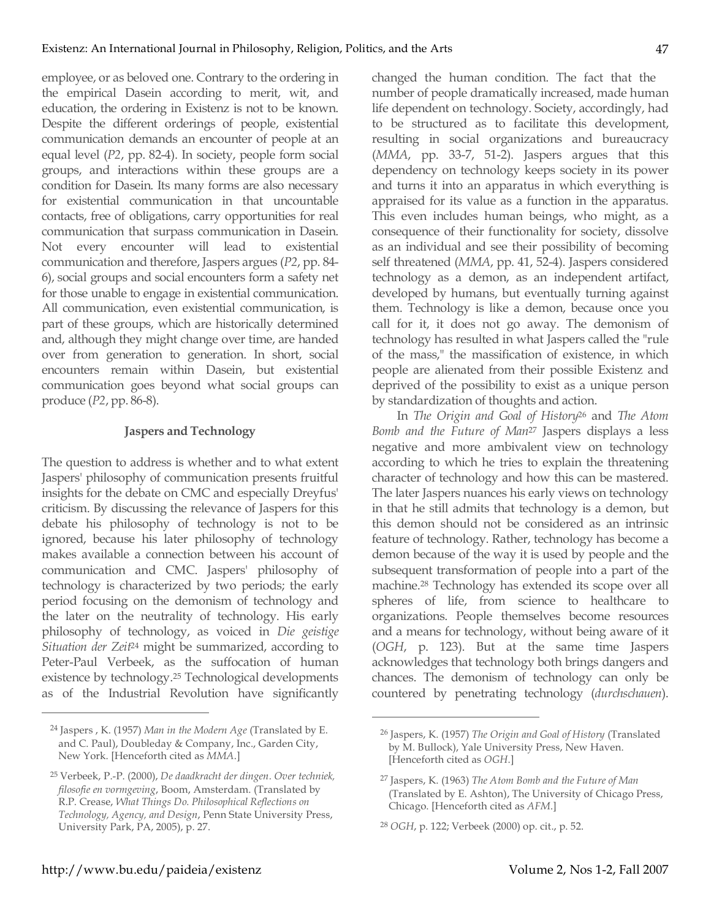employee, or as beloved one. Contrary to the ordering in the empirical Dasein according to merit, wit, and education, the ordering in Existenz is not to be known. Despite the different orderings of people, existential communication demands an encounter of people at an equal level (*P2*, pp. 82-4). In society, people form social groups, and interactions within these groups are a condition for Dasein. Its many forms are also necessary for existential communication in that uncountable contacts, free of obligations, carry opportunities for real communication that surpass communication in Dasein. Not every encounter will lead to existential communication and therefore, Jaspers argues (*P2*, pp. 84-6), social groups and social encounters form a safety net for those unable to engage in existential communication. All communication, even existential communication, is part of these groups, which are historically determined and, although they might change over time, are handed over from generation to generation. In short, social encounters remain within Dasein, but existential communication goes beyond what social groups can produce (*P2*, pp. 86-8).

## Jaspers and Technology

The question to address is whether and to what extent Jaspers' philosophy of communication presents fruitful insights for the debate on CMC and especially Dreyfus' criticism. By discussing the relevance of Jaspers for this debate his philosophy of technology is not to be ignored, because his later philosophy of technology makes available a connection between his account of communication and CMC. Jaspers' philosophy of technology is characterized by two periods; the early period focusing on the demonism of technology and the later on the neutrality of technology. His early philosophy of technology, as voiced in *Die geistige Situation der Zeit*[24] might be summarized, according to Peter-Paul Verbeek, as the suffocation of human existence by technology.[25] Technological developments as of the Industrial Revolution have significantly changed the human condition. The fact that the number of people dramatically increased, made human life dependent on technology. Society, accordingly, had to be structured as to facilitate this development, resulting in social organizations and bureaucracy (*MMA*, pp. 33-7, 51-2). Jaspers argues that this dependency on technology keeps society in its power and turns it into an apparatus in which everything is appraised for its value as a function in the apparatus. This even includes human beings, who might, as a consequence of their functionality for society, dissolve as an individual and see their possibility of becoming self threatened (*MMA*, pp. 41, 52-4). Jaspers considered technology as a demon, as an independent artifact, developed by humans, but eventually turning against them. Technology is like a demon, because once you call for it, it does not go away. The demonism of technology has resulted in what Jaspers called the "rule of the mass," the massification of existence, in which people are alienated from their possible Existenz and deprived of the possibility to exist as a unique person by standardization of thoughts and action.

In *The Origin and Goal of History*[26] and *The Atom Bomb and the Future of Man*[27] Jaspers displays a less negative and more ambivalent view on technology according to which he tries to explain the threatening character of technology and how this can be mastered. The later Jaspers nuances his early views on technology in that he still admits that technology is a demon, but this demon should not be considered as an intrinsic feature of technology. Rather, technology has become a demon because of the way it is used by people and the subsequent transformation of people into a part of the machine.[28] Technology has extended its scope over all spheres of life, from science to healthcare to organizations. People themselves become resources and a means for technology, without being aware of it (*OGH*, p. 123). But at the same time Jaspers acknowledges that technology both brings dangers and chances. The demonism of technology can only be countered by penetrating technology (*durchschauen*).

---

[24] Jaspers , K. (1957) *Man in the Modern Age* (Translated by E. and C. Paul), Doubleday & Company, Inc., Garden City, New York. [Henceforth cited as *MMA*.]

[25] Verbeek, P.-P. (2000), *De daadkracht der dingen. Over techniek, filosofie en vormgeving*, Boom, Amsterdam. (Translated by R.P. Crease, *What Things Do. Philosophical Reflections on Technology, Agency, and Design*, Penn State University Press, University Park, PA, 2005), p. 27.

[26] Jaspers, K. (1957) *The Origin and Goal of History* (Translated by M. Bullock), Yale University Press, New Haven. [Henceforth cited as *OGH*.]

[27] Jaspers, K. (1963) *The Atom Bomb and the Future of Man* (Translated by E. Ashton), The University of Chicago Press, Chicago. [Henceforth cited as *AFM*.]

[28] *OGH*, p. 122; Verbeek (2000) op. cit., p. 52.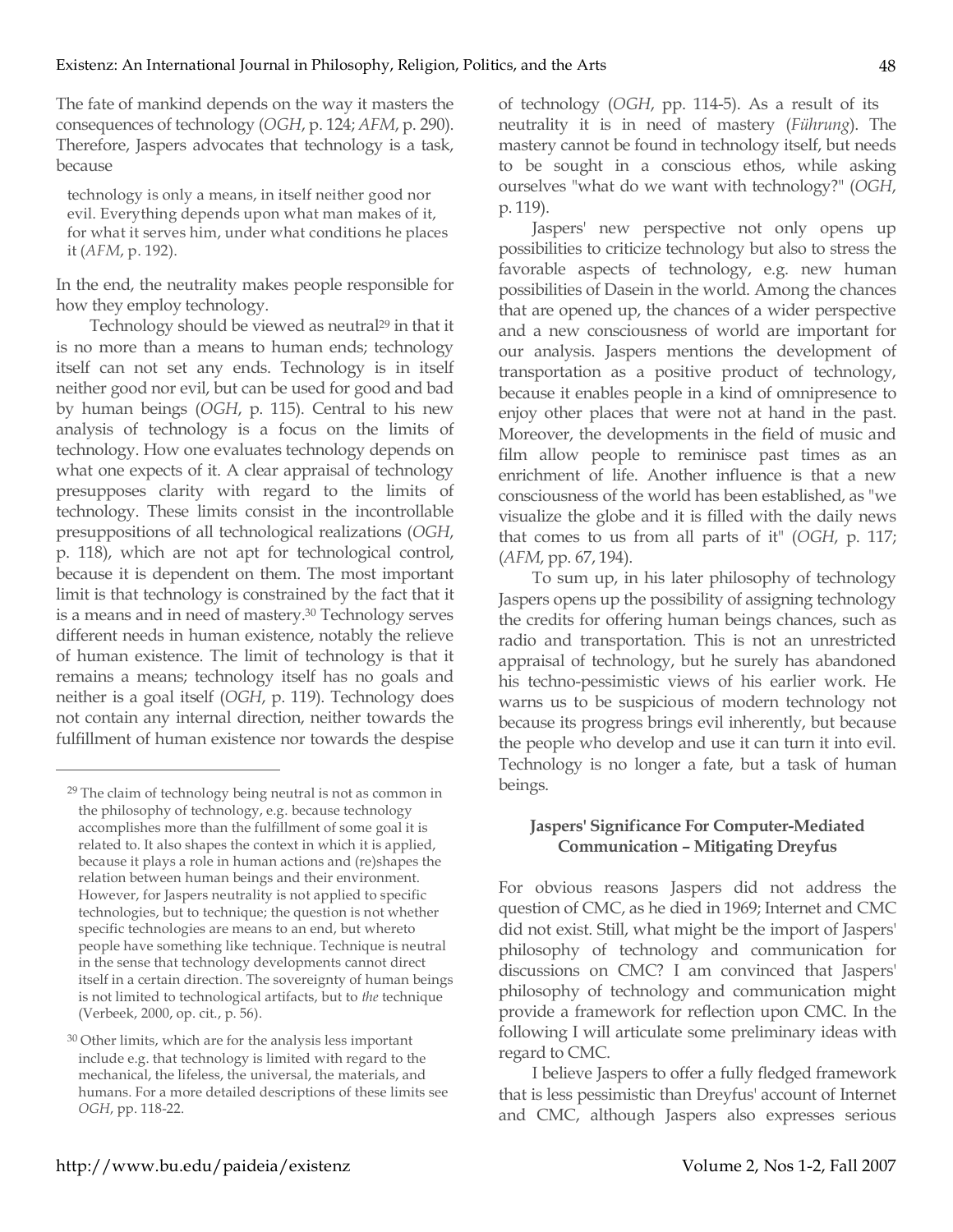The fate of mankind depends on the way it masters the consequences of technology (*OGH*, p. 124; *AFM*, p. 290). Therefore, Jaspers advocates that technology is a task, because

> technology is only a means, in itself neither good nor evil. Everything depends upon what man makes of it, for what it serves him, under what conditions he places it (*AFM*, p. 192).

In the end, the neutrality makes people responsible for how they employ technology.

Technology should be viewed as neutral[29] in that it is no more than a means to human ends; technology itself can not set any ends. Technology is in itself neither good nor evil, but can be used for good and bad by human beings (*OGH*, p. 115). Central to his new analysis of technology is a focus on the limits of technology. How one evaluates technology depends on what one expects of it. A clear appraisal of technology presupposes clarity with regard to the limits of technology. These limits consist in the incontrollable presuppositions of all technological realizations (*OGH*, p. 118), which are not apt for technological control, because it is dependent on them. The most important limit is that technology is constrained by the fact that it is a means and in need of mastery.[30] Technology serves different needs in human existence, notably the relieve of human existence. The limit of technology is that it remains a means; technology itself has no goals and neither is a goal itself (*OGH*, p. 119). Technology does not contain any internal direction, neither towards the fulfillment of human existence nor towards the despise of technology (*OGH*, pp. 114-5). As a result of its neutrality it is in need of mastery (*Führung*). The mastery cannot be found in technology itself, but needs to be sought in a conscious ethos, while asking ourselves "what do we want with technology?" (*OGH*, p. 119).

Jaspers' new perspective not only opens up possibilities to criticize technology but also to stress the favorable aspects of technology, e.g. new human possibilities of Dasein in the world. Among the chances that are opened up, the chances of a wider perspective and a new consciousness of world are important for our analysis. Jaspers mentions the development of transportation as a positive product of technology, because it enables people in a kind of omnipresence to enjoy other places that were not at hand in the past. Moreover, the developments in the field of music and film allow people to reminisce past times as an enrichment of life. Another influence is that a new consciousness of the world has been established, as "we visualize the globe and it is filled with the daily news that comes to us from all parts of it" (*OGH*, p. 117; (*AFM*, pp. 67, 194).

To sum up, in his later philosophy of technology Jaspers opens up the possibility of assigning technology the credits for offering human beings chances, such as radio and transportation. This is not an unrestricted appraisal of technology, but he surely has abandoned his techno-pessimistic views of his earlier work. He warns us to be suspicious of modern technology not because its progress brings evil inherently, but because the people who develop and use it can turn it into evil. Technology is no longer a fate, but a task of human beings.

### Jaspers' Significance For Computer-Mediated Communication – Mitigating Dreyfus

For obvious reasons Jaspers did not address the question of CMC, as he died in 1969; Internet and CMC did not exist. Still, what might be the import of Jaspers' philosophy of technology and communication for discussions on CMC? I am convinced that Jaspers' philosophy of technology and communication might provide a framework for reflection upon CMC. In the following I will articulate some preliminary ideas with regard to CMC.

I believe Jaspers to offer a fully fledged framework that is less pessimistic than Dreyfus' account of Internet and CMC, although Jaspers also expresses serious

---

[29] The claim of technology being neutral is not as common in the philosophy of technology, e.g. because technology accomplishes more than the fulfillment of some goal it is related to. It also shapes the context in which it is applied, because it plays a role in human actions and (re)shapes the relation between human beings and their environment. However, for Jaspers neutrality is not applied to specific technologies, but to technique; the question is not whether specific technologies are means to an end, but whereto people have something like technique. Technique is neutral in the sense that technology developments cannot direct itself in a certain direction. The sovereignty of human beings is not limited to technological artifacts, but to *the* technique (Verbeek, 2000, op. cit., p. 56).

[30] Other limits, which are for the analysis less important include e.g. that technology is limited with regard to the mechanical, the lifeless, the universal, the materials, and humans. For a more detailed descriptions of these limits see *OGH*, pp. 118-22.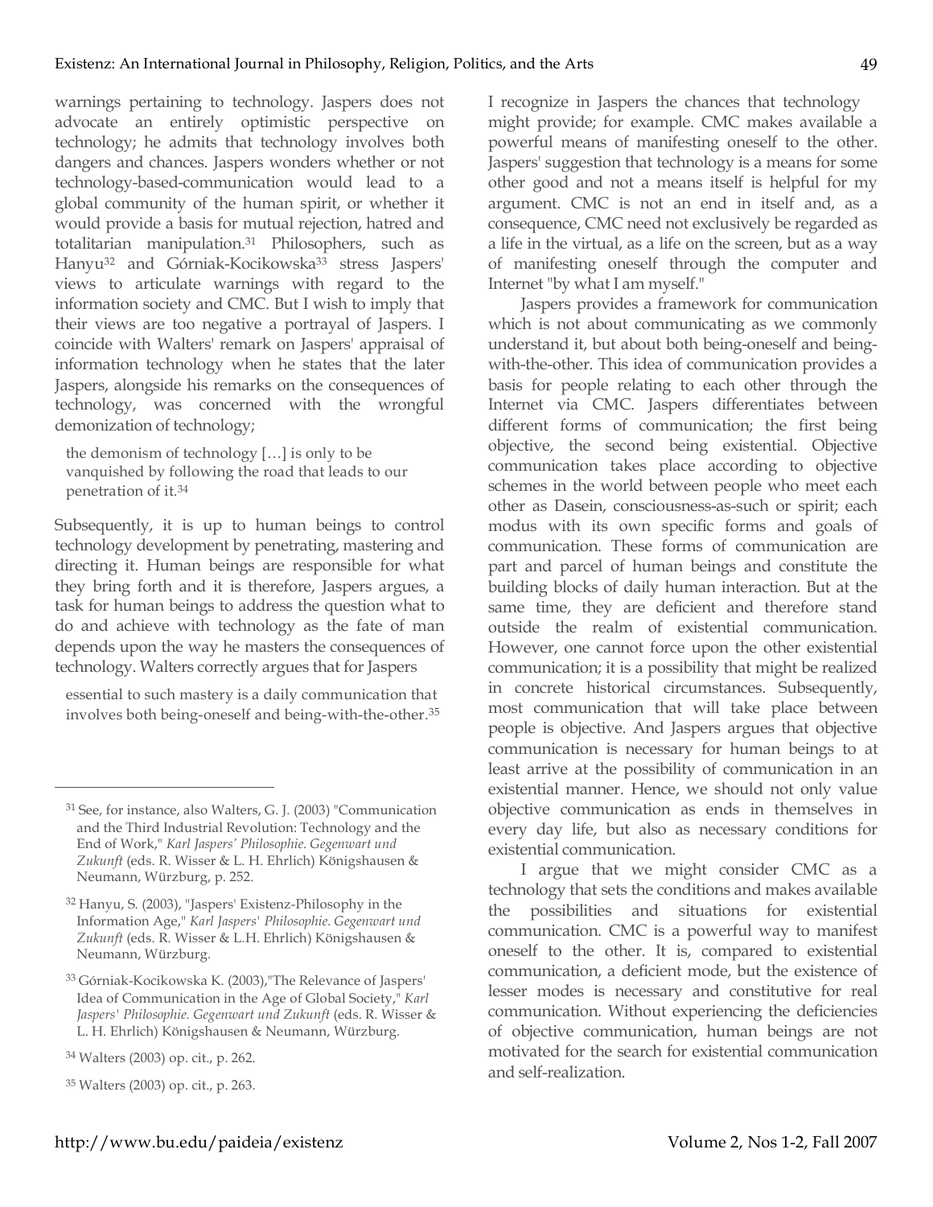warnings pertaining to technology. Jaspers does not advocate an entirely optimistic perspective on technology; he admits that technology involves both dangers and chances. Jaspers wonders whether or not technology-based-communication would lead to a global community of the human spirit, or whether it would provide a basis for mutual rejection, hatred and totalitarian manipulation.[31] Philosophers, such as Hanyu[32] and Górniak-Kocikowska[33] stress Jaspers' views to articulate warnings with regard to the information society and CMC. But I wish to imply that their views are too negative a portrayal of Jaspers. I coincide with Walters' remark on Jaspers' appraisal of information technology when he states that the later Jaspers, alongside his remarks on the consequences of technology, was concerned with the wrongful demonization of technology;

> the demonism of technology […] is only to be vanquished by following the road that leads to our penetration of it.[34]

Subsequently, it is up to human beings to control technology development by penetrating, mastering and directing it. Human beings are responsible for what they bring forth and it is therefore, Jaspers argues, a task for human beings to address the question what to do and achieve with technology as the fate of man depends upon the way he masters the consequences of technology. Walters correctly argues that for Jaspers

> essential to such mastery is a daily communication that involves both being-oneself and being-with-the-other.[35]

I recognize in Jaspers the chances that technology might provide; for example. CMC makes available a powerful means of manifesting oneself to the other. Jaspers' suggestion that technology is a means for some other good and not a means itself is helpful for my argument. CMC is not an end in itself and, as a consequence, CMC need not exclusively be regarded as a life in the virtual, as a life on the screen, but as a way of manifesting oneself through the computer and Internet "by what I am myself."

Jaspers provides a framework for communication which is not about communicating as we commonly understand it, but about both being-oneself and being-with-the-other. This idea of communication provides a basis for people relating to each other through the Internet via CMC. Jaspers differentiates between different forms of communication; the first being objective, the second being existential. Objective communication takes place according to objective schemes in the world between people who meet each other as Dasein, consciousness-as-such or spirit; each modus with its own specific forms and goals of communication. These forms of communication are part and parcel of human beings and constitute the building blocks of daily human interaction. But at the same time, they are deficient and therefore stand outside the realm of existential communication. However, one cannot force upon the other existential communication; it is a possibility that might be realized in concrete historical circumstances. Subsequently, most communication that will take place between people is objective. And Jaspers argues that objective communication is necessary for human beings to at least arrive at the possibility of communication in an existential manner. Hence, we should not only value objective communication as ends in themselves in every day life, but also as necessary conditions for existential communication.

I argue that we might consider CMC as a technology that sets the conditions and makes available the possibilities and situations for existential communication. CMC is a powerful way to manifest oneself to the other. It is, compared to existential communication, a deficient mode, but the existence of lesser modes is necessary and constitutive for real communication. Without experiencing the deficiencies of objective communication, human beings are not motivated for the search for existential communication and self-realization.

---

[31] See, for instance, also Walters, G. J. (2003) "Communication and the Third Industrial Revolution: Technology and the End of Work," *Karl Jaspers' Philosophie. Gegenwart und Zukunft* (eds. R. Wisser & L. H. Ehrlich) Königshausen & Neumann, Würzburg, p. 252.

[32] Hanyu, S. (2003), "Jaspers' Existenz-Philosophy in the Information Age," *Karl Jaspers' Philosophie. Gegenwart und Zukunft* (eds. R. Wisser & L.H. Ehrlich) Königshausen & Neumann, Würzburg.

[33] Górniak-Kocikowska K. (2003),"The Relevance of Jaspers' Idea of Communication in the Age of Global Society," *Karl Jaspers' Philosophie. Gegenwart und Zukunft* (eds. R. Wisser & L. H. Ehrlich) Königshausen & Neumann, Würzburg.

[34] Walters (2003) op. cit., p. 262.

[35] Walters (2003) op. cit., p. 263.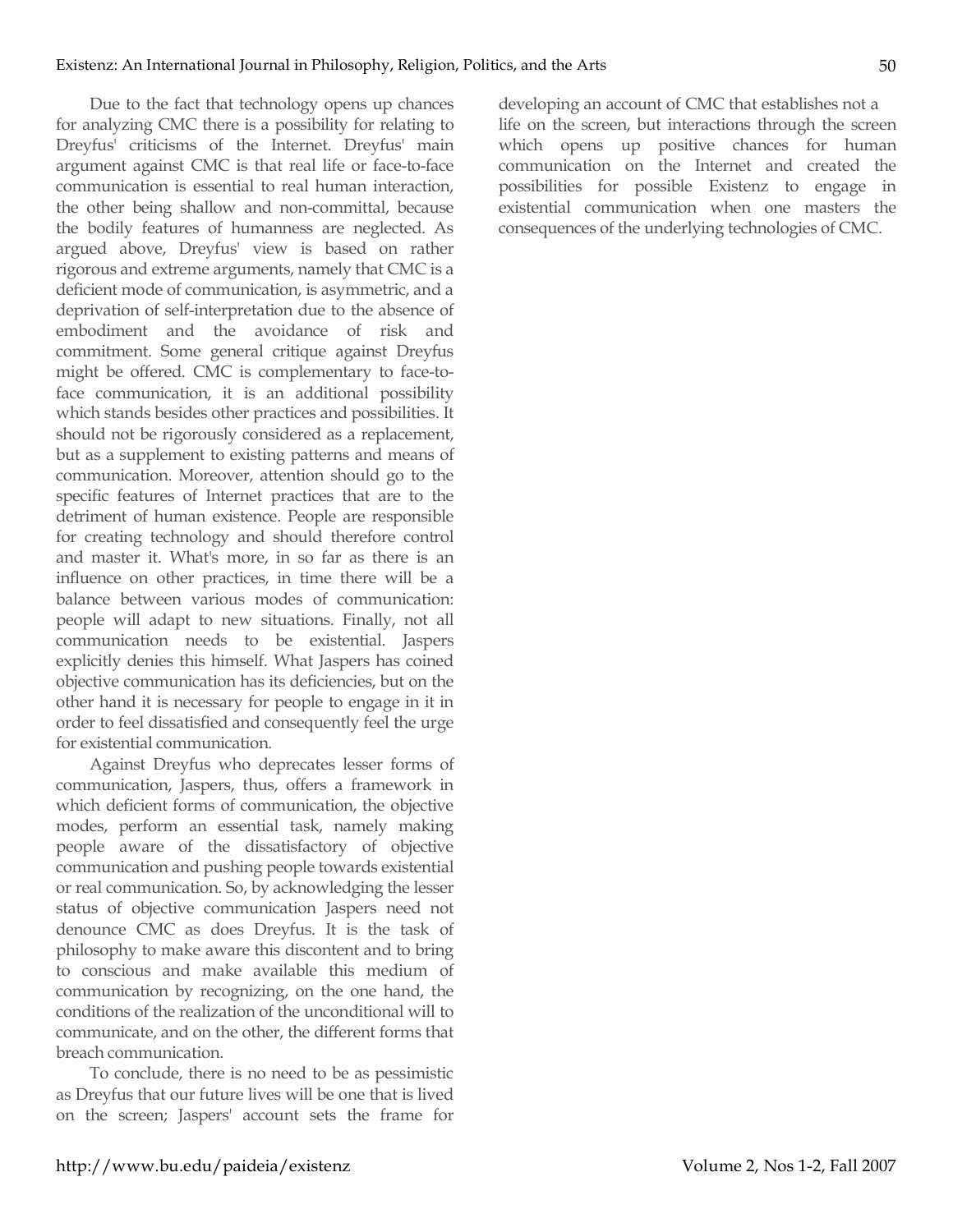Due to the fact that technology opens up chances for analyzing CMC there is a possibility for relating to Dreyfus' criticisms of the Internet. Dreyfus' main argument against CMC is that real life or face-to-face communication is essential to real human interaction, the other being shallow and non-committal, because the bodily features of humanness are neglected. As argued above, Dreyfus' view is based on rather rigorous and extreme arguments, namely that CMC is a deficient mode of communication, is asymmetric, and a deprivation of self-interpretation due to the absence of embodiment and the avoidance of risk and commitment. Some general critique against Dreyfus might be offered. CMC is complementary to face-to-face communication, it is an additional possibility which stands besides other practices and possibilities. It should not be rigorously considered as a replacement, but as a supplement to existing patterns and means of communication. Moreover, attention should go to the specific features of Internet practices that are to the detriment of human existence. People are responsible for creating technology and should therefore control and master it. What's more, in so far as there is an influence on other practices, in time there will be a balance between various modes of communication: people will adapt to new situations. Finally, not all communication needs to be existential. Jaspers explicitly denies this himself. What Jaspers has coined objective communication has its deficiencies, but on the other hand it is necessary for people to engage in it in order to feel dissatisfied and consequently feel the urge for existential communication.

Against Dreyfus who deprecates lesser forms of communication, Jaspers, thus, offers a framework in which deficient forms of communication, the objective modes, perform an essential task, namely making people aware of the dissatisfactory of objective communication and pushing people towards existential or real communication. So, by acknowledging the lesser status of objective communication Jaspers need not denounce CMC as does Dreyfus. It is the task of philosophy to make aware this discontent and to bring to conscious and make available this medium of communication by recognizing, on the one hand, the conditions of the realization of the unconditional will to communicate, and on the other, the different forms that breach communication.

To conclude, there is no need to be as pessimistic as Dreyfus that our future lives will be one that is lived on the screen; Jaspers' account sets the frame for developing an account of CMC that establishes not a life on the screen, but interactions through the screen which opens up positive chances for human communication on the Internet and created the possibilities for possible Existenz to engage in existential communication when one masters the consequences of the underlying technologies of CMC.